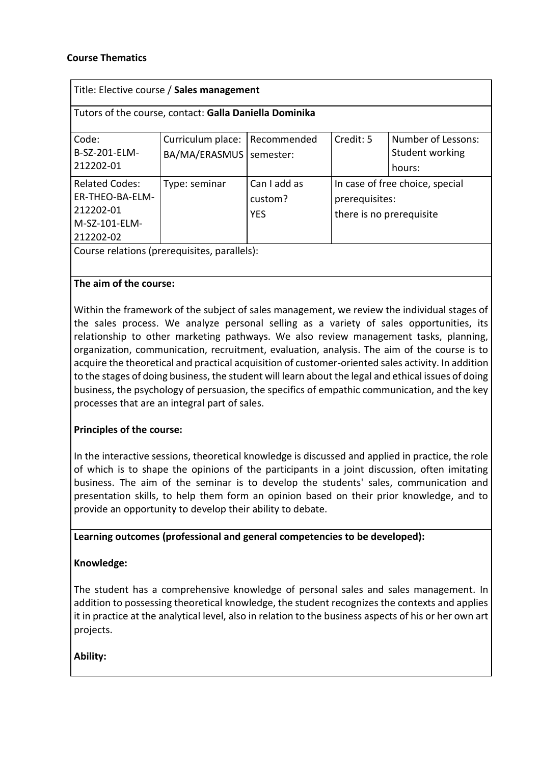**Course Thematics**

| Title: Elective course / **Sales management** | | | | |
|---|---|---|---|---|
| Tutors of the course, contact: **Galla Daniella Dominika** | | | | |
| Code: B-SZ-201-ELM-212202-01 | Curriculum place: BA/MA/ERASMUS | Recommended semester: | Credit: 5 | Number of Lessons: Student working hours: |
| Related Codes: ER-THEO-BA-ELM-212202-01 M-SZ-101-ELM-212202-02 | Type: seminar | Can I add as custom? YES | In case of free choice, special prerequisites: there is no prerequisite | |
| Course relations (prerequisites, parallels): | | | | |

**The aim of the course:**

Within the framework of the subject of sales management, we review the individual stages of the sales process. We analyze personal selling as a variety of sales opportunities, its relationship to other marketing pathways. We also review management tasks, planning, organization, communication, recruitment, evaluation, analysis. The aim of the course is to acquire the theoretical and practical acquisition of customer-oriented sales activity. In addition to the stages of doing business, the student will learn about the legal and ethical issues of doing business, the psychology of persuasion, the specifics of empathic communication, and the key processes that are an integral part of sales.

**Principles of the course:**

In the interactive sessions, theoretical knowledge is discussed and applied in practice, the role of which is to shape the opinions of the participants in a joint discussion, often imitating business. The aim of the seminar is to develop the students' sales, communication and presentation skills, to help them form an opinion based on their prior knowledge, and to provide an opportunity to develop their ability to debate.

**Learning outcomes (professional and general competencies to be developed):**

**Knowledge:**

The student has a comprehensive knowledge of personal sales and sales management. In addition to possessing theoretical knowledge, the student recognizes the contexts and applies it in practice at the analytical level, also in relation to the business aspects of his or her own art projects.

**Ability:**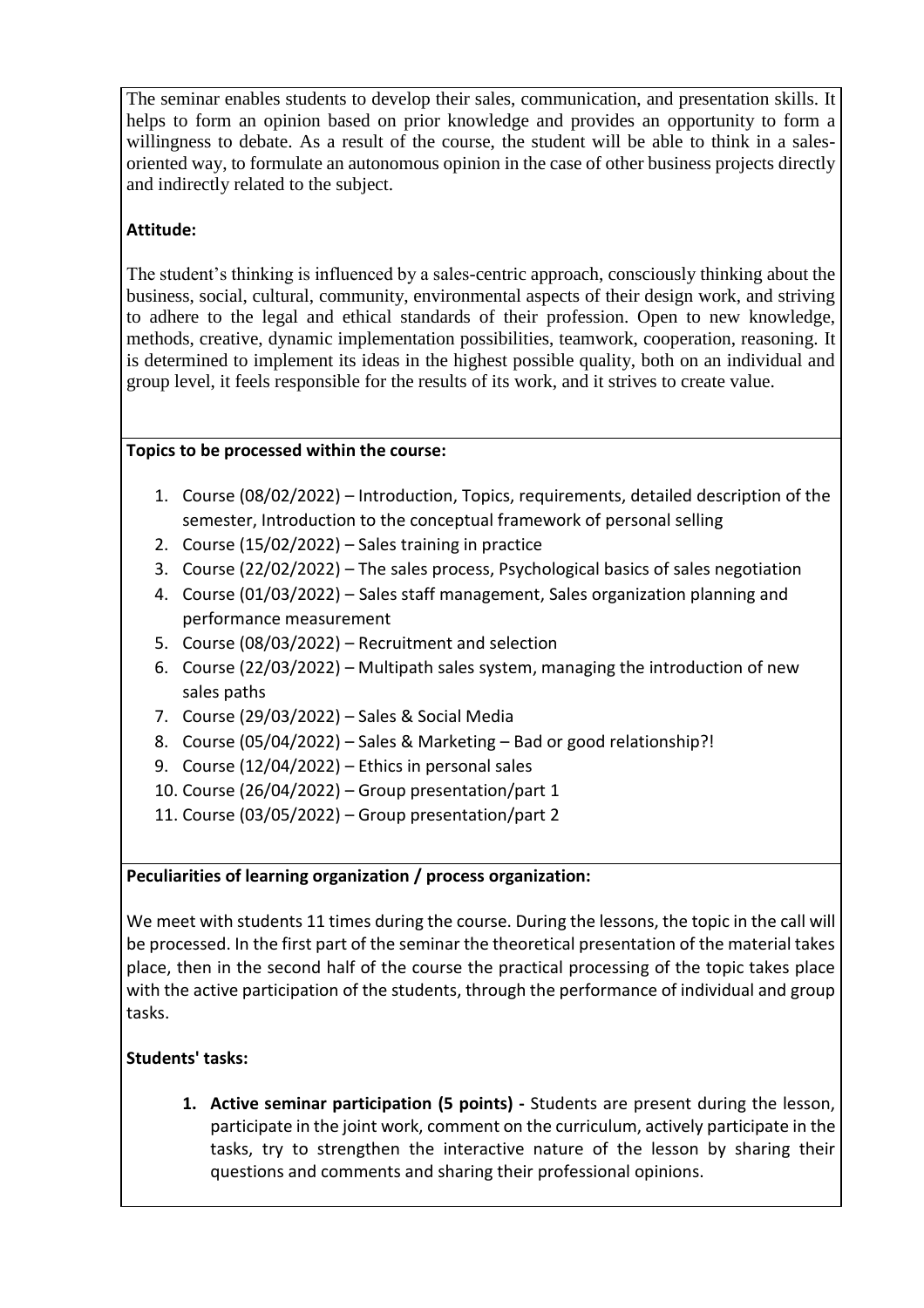The seminar enables students to develop their sales, communication, and presentation skills. It helps to form an opinion based on prior knowledge and provides an opportunity to form a willingness to debate. As a result of the course, the student will be able to think in a sales-oriented way, to formulate an autonomous opinion in the case of other business projects directly and indirectly related to the subject.

**Attitude:**

The student's thinking is influenced by a sales-centric approach, consciously thinking about the business, social, cultural, community, environmental aspects of their design work, and striving to adhere to the legal and ethical standards of their profession. Open to new knowledge, methods, creative, dynamic implementation possibilities, teamwork, cooperation, reasoning. It is determined to implement its ideas in the highest possible quality, both on an individual and group level, it feels responsible for the results of its work, and it strives to create value.

**Topics to be processed within the course:**

1. Course (08/02/2022) – Introduction, Topics, requirements, detailed description of the semester, Introduction to the conceptual framework of personal selling
2. Course (15/02/2022) – Sales training in practice
3. Course (22/02/2022) – The sales process, Psychological basics of sales negotiation
4. Course (01/03/2022) – Sales staff management, Sales organization planning and performance measurement
5. Course (08/03/2022) – Recruitment and selection
6. Course (22/03/2022) – Multipath sales system, managing the introduction of new sales paths
7. Course (29/03/2022) – Sales & Social Media
8. Course (05/04/2022) – Sales & Marketing – Bad or good relationship?!
9. Course (12/04/2022) – Ethics in personal sales
10. Course (26/04/2022) – Group presentation/part 1
11. Course (03/05/2022) – Group presentation/part 2

**Peculiarities of learning organization / process organization:**

We meet with students 11 times during the course. During the lessons, the topic in the call will be processed. In the first part of the seminar the theoretical presentation of the material takes place, then in the second half of the course the practical processing of the topic takes place with the active participation of the students, through the performance of individual and group tasks.

**Students' tasks:**

1. **Active seminar participation (5 points) -** Students are present during the lesson, participate in the joint work, comment on the curriculum, actively participate in the tasks, try to strengthen the interactive nature of the lesson by sharing their questions and comments and sharing their professional opinions.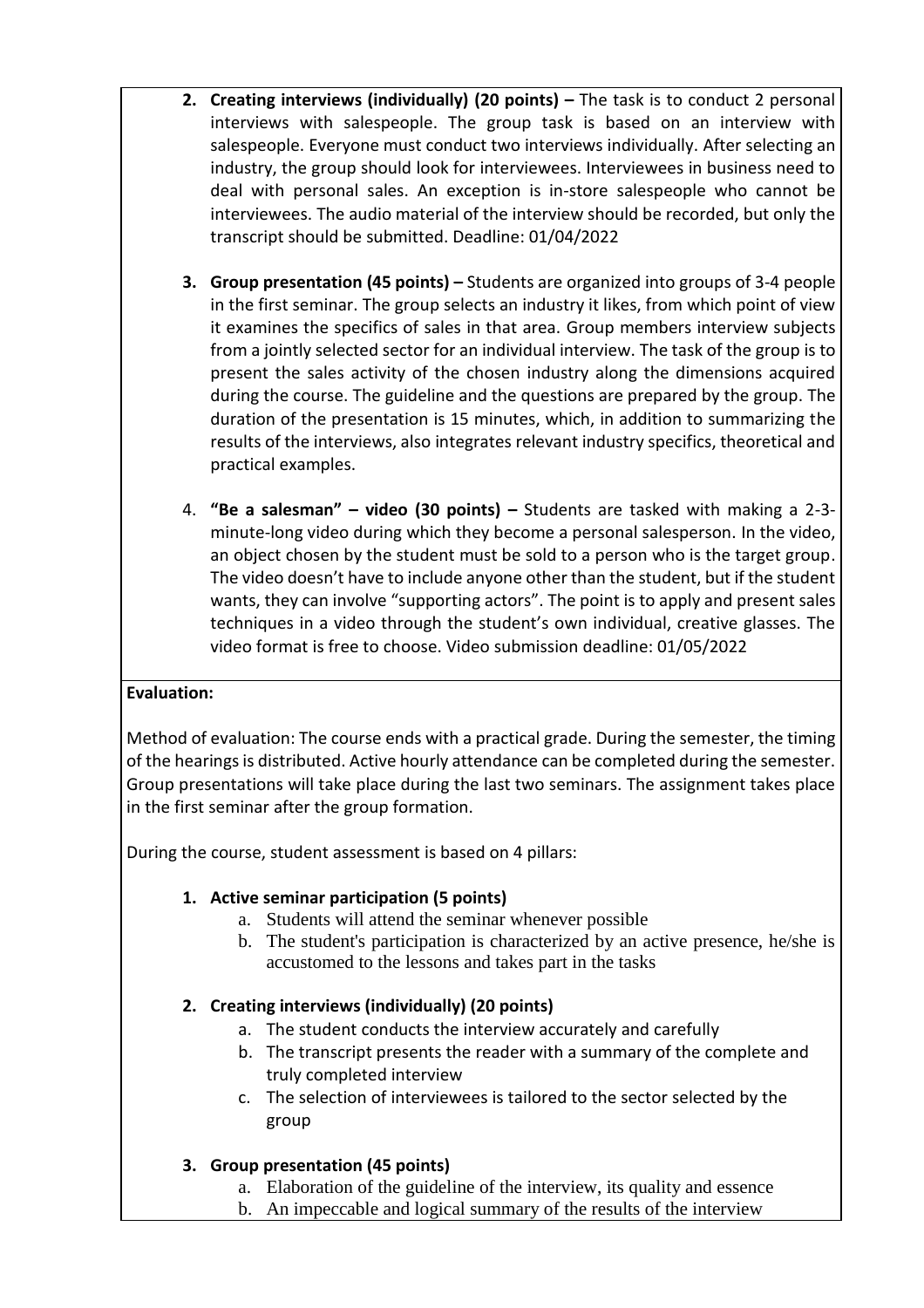2. **Creating interviews (individually) (20 points) –** The task is to conduct 2 personal interviews with salespeople. The group task is based on an interview with salespeople. Everyone must conduct two interviews individually. After selecting an industry, the group should look for interviewees. Interviewees in business need to deal with personal sales. An exception is in-store salespeople who cannot be interviewees. The audio material of the interview should be recorded, but only the transcript should be submitted. Deadline: 01/04/2022

3. **Group presentation (45 points) –** Students are organized into groups of 3-4 people in the first seminar. The group selects an industry it likes, from which point of view it examines the specifics of sales in that area. Group members interview subjects from a jointly selected sector for an individual interview. The task of the group is to present the sales activity of the chosen industry along the dimensions acquired during the course. The guideline and the questions are prepared by the group. The duration of the presentation is 15 minutes, which, in addition to summarizing the results of the interviews, also integrates relevant industry specifics, theoretical and practical examples.

4. **"Be a salesman" – video (30 points) –** Students are tasked with making a 2-3-minute-long video during which they become a personal salesperson. In the video, an object chosen by the student must be sold to a person who is the target group. The video doesn't have to include anyone other than the student, but if the student wants, they can involve "supporting actors". The point is to apply and present sales techniques in a video through the student's own individual, creative glasses. The video format is free to choose. Video submission deadline: 01/05/2022

**Evaluation:**

Method of evaluation: The course ends with a practical grade. During the semester, the timing of the hearings is distributed. Active hourly attendance can be completed during the semester. Group presentations will take place during the last two seminars. The assignment takes place in the first seminar after the group formation.

During the course, student assessment is based on 4 pillars:

1. **Active seminar participation (5 points)**
   a. Students will attend the seminar whenever possible
   b. The student's participation is characterized by an active presence, he/she is accustomed to the lessons and takes part in the tasks

2. **Creating interviews (individually) (20 points)**
   a. The student conducts the interview accurately and carefully
   b. The transcript presents the reader with a summary of the complete and truly completed interview
   c. The selection of interviewees is tailored to the sector selected by the group

3. **Group presentation (45 points)**
   a. Elaboration of the guideline of the interview, its quality and essence
   b. An impeccable and logical summary of the results of the interview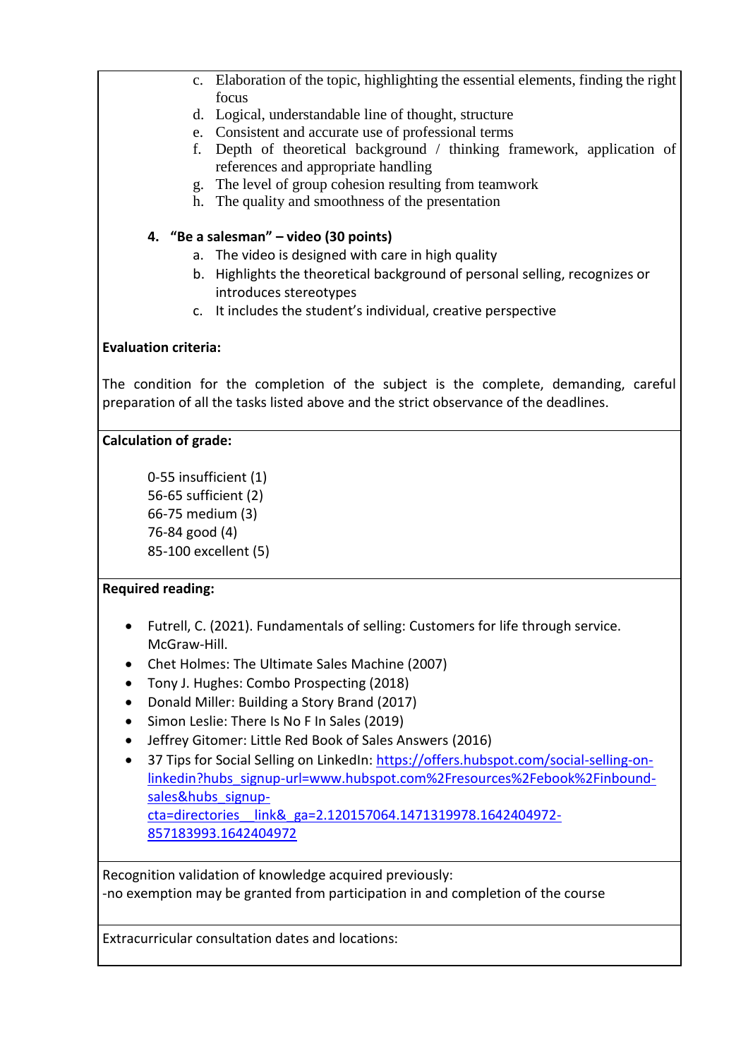c. Elaboration of the topic, highlighting the essential elements, finding the right focus
d. Logical, understandable line of thought, structure
e. Consistent and accurate use of professional terms
f. Depth of theoretical background / thinking framework, application of references and appropriate handling
g. The level of group cohesion resulting from teamwork
h. The quality and smoothness of the presentation

**4. "Be a salesman" – video (30 points)**

a. The video is designed with care in high quality
b. Highlights the theoretical background of personal selling, recognizes or introduces stereotypes
c. It includes the student's individual, creative perspective

**Evaluation criteria:**

The condition for the completion of the subject is the complete, demanding, careful preparation of all the tasks listed above and the strict observance of the deadlines.

**Calculation of grade:**

0-55 insufficient (1)
56-65 sufficient (2)
66-75 medium (3)
76-84 good (4)
85-100 excellent (5)

**Required reading:**

- Futrell, C. (2021). Fundamentals of selling: Customers for life through service. McGraw-Hill.
- Chet Holmes: The Ultimate Sales Machine (2007)
- Tony J. Hughes: Combo Prospecting (2018)
- Donald Miller: Building a Story Brand (2017)
- Simon Leslie: There Is No F In Sales (2019)
- Jeffrey Gitomer: Little Red Book of Sales Answers (2016)
- 37 Tips for Social Selling on LinkedIn: https://offers.hubspot.com/social-selling-on-linkedin?hubs_signup-url=www.hubspot.com%2Fresources%2Febook%2Finbound-sales&hubs_signup-cta=directories__link&_ga=2.120157064.1471319978.1642404972-857183993.1642404972

Recognition validation of knowledge acquired previously:
-no exemption may be granted from participation in and completion of the course

Extracurricular consultation dates and locations: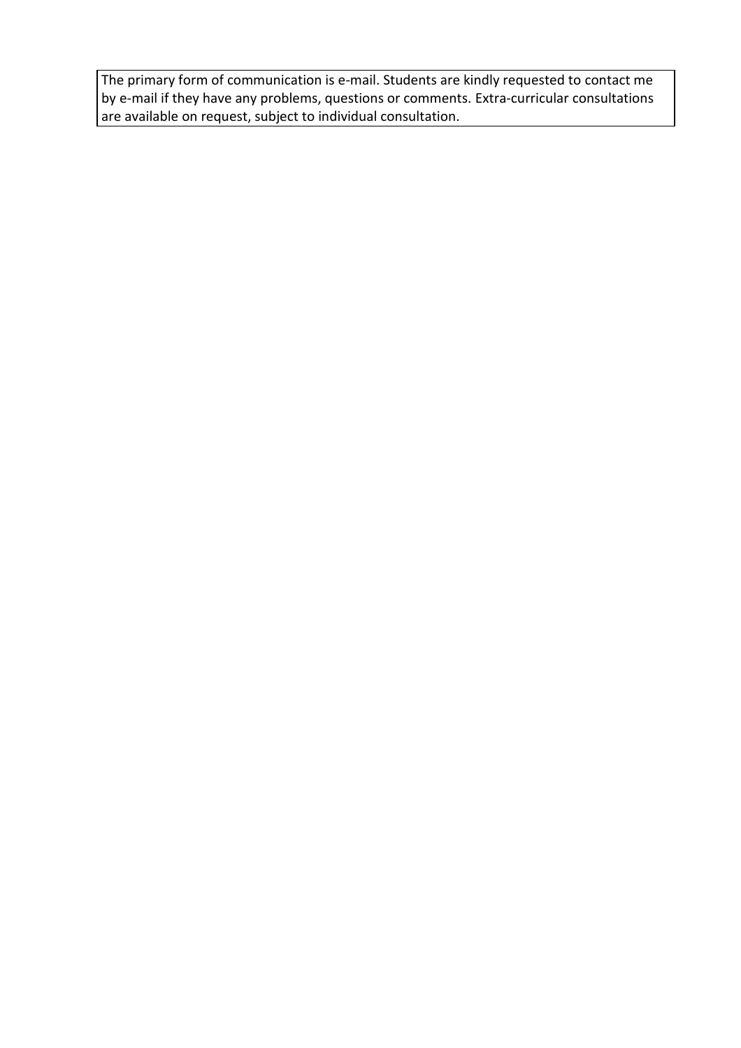The primary form of communication is e-mail. Students are kindly requested to contact me by e-mail if they have any problems, questions or comments. Extra-curricular consultations are available on request, subject to individual consultation.